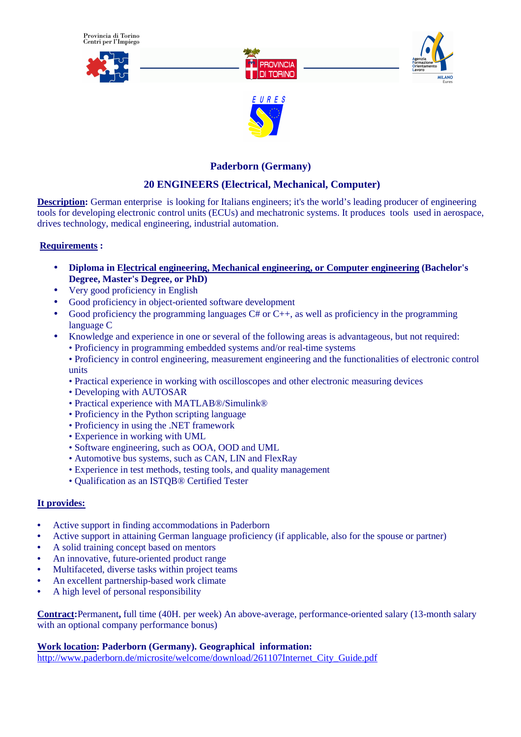Provincia di Torino
Centri per l'Impiego

## Paderborn (Germany)

## 20 ENGINEERS (Electrical, Mechanical, Computer)

**Description:** German enterprise is looking for Italians engineers; it's the world's leading producer of engineering tools for developing electronic control units (ECUs) and mechatronic systems. It produces tools used in aerospace, drives technology, medical engineering, industrial automation.

**Requirements :**

- **Diploma in Electrical engineering, Mechanical engineering, or Computer engineering (Bachelor's Degree, Master's Degree, or PhD)**
- Very good proficiency in English
- Good proficiency in object-oriented software development
- Good proficiency the programming languages C# or C++, as well as proficiency in the programming language C
- Knowledge and experience in one or several of the following areas is advantageous, but not required:
  - Proficiency in programming embedded systems and/or real-time systems
  - Proficiency in control engineering, measurement engineering and the functionalities of electronic control units
  - Practical experience in working with oscilloscopes and other electronic measuring devices
  - Developing with AUTOSAR
  - Practical experience with MATLAB®/Simulink®
  - Proficiency in the Python scripting language
  - Proficiency in using the .NET framework
  - Experience in working with UML
  - Software engineering, such as OOA, OOD and UML
  - Automotive bus systems, such as CAN, LIN and FlexRay
  - Experience in test methods, testing tools, and quality management
  - Qualification as an ISTQB® Certified Tester

**It provides:**

- Active support in finding accommodations in Paderborn
- Active support in attaining German language proficiency (if applicable, also for the spouse or partner)
- A solid training concept based on mentors
- An innovative, future-oriented product range
- Multifaceted, diverse tasks within project teams
- An excellent partnership-based work climate
- A high level of personal responsibility

**Contract:** Permanent**,** full time (40H. per week) An above-average, performance-oriented salary (13-month salary with an optional company performance bonus)

**Work location: Paderborn (Germany). Geographical information:**
http://www.paderborn.de/microsite/welcome/download/261107Internet_City_Guide.pdf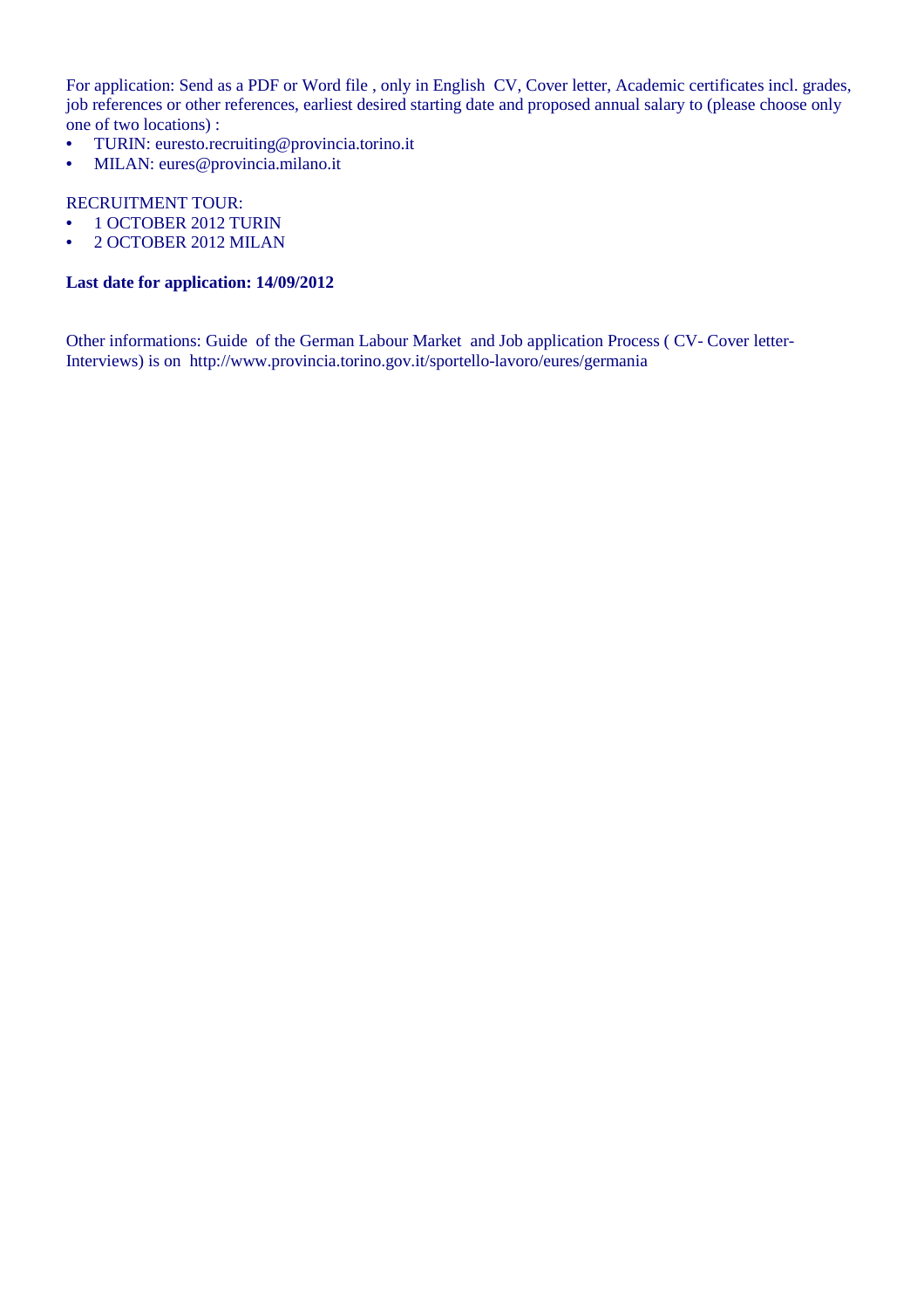For application: Send as a PDF or Word file , only in English CV, Cover letter, Academic certificates incl. grades, job references or other references, earliest desired starting date and proposed annual salary to (please choose only one of two locations) :

- TURIN: euresto.recruiting@provincia.torino.it
- MILAN: eures@provincia.milano.it

RECRUITMENT TOUR:

- 1 OCTOBER 2012 TURIN
- 2 OCTOBER 2012 MILAN

**Last date for application: 14/09/2012**

Other informations: Guide of the German Labour Market and Job application Process ( CV- Cover letter- Interviews) is on http://www.provincia.torino.gov.it/sportello-lavoro/eures/germania